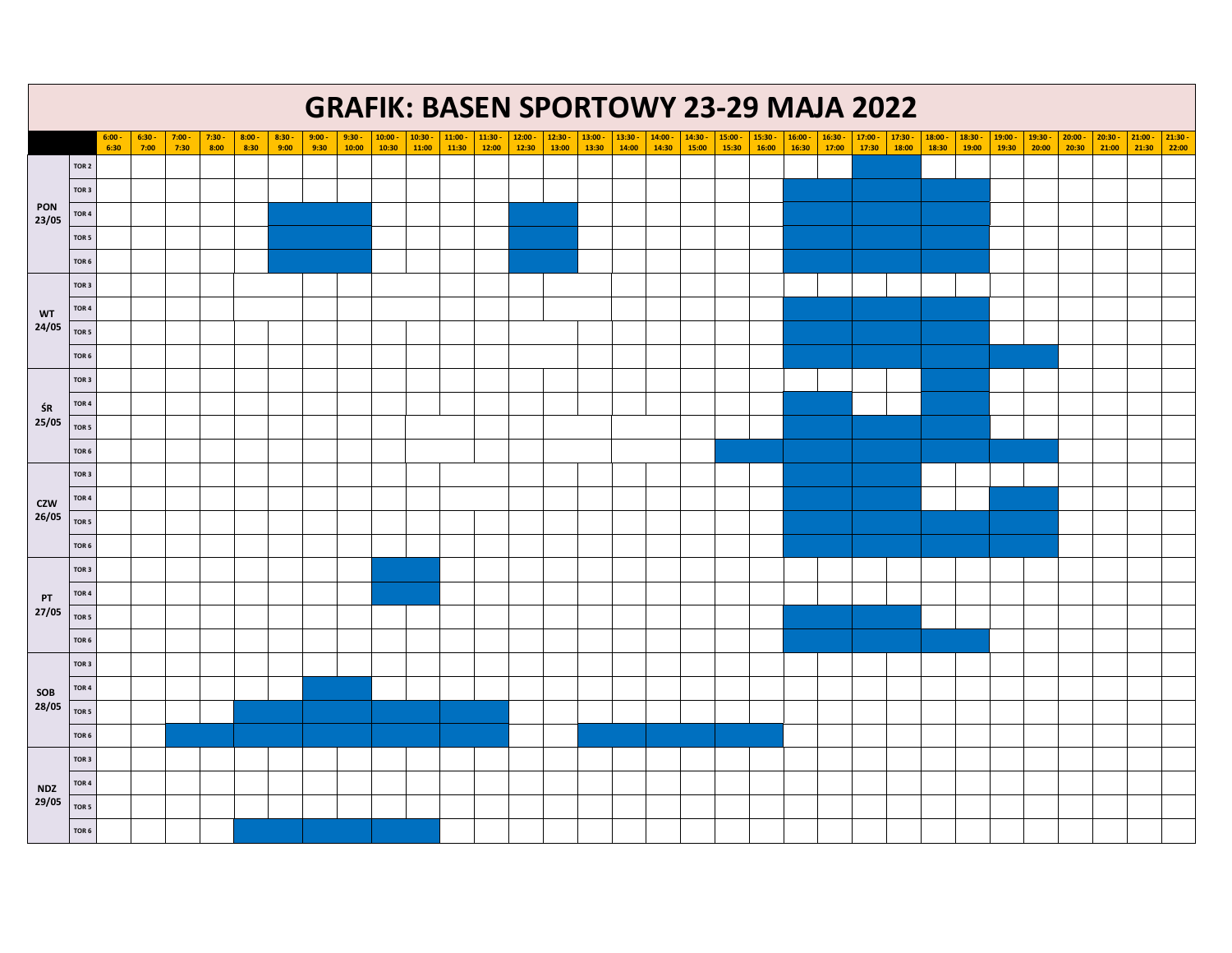# GRAFIK: BASEN SPORTOWY 23-29 MAJA 2022

Shaded (reserved) slots are marked with ■.

| | | 6:00 - 6:30 | 6:30 - 7:00 | 7:00 - 7:30 | 7:30 - 8:00 | 8:00 - 8:30 | 8:30 - 9:00 | 9:00 - 9:30 | 9:30 - 10:00 | 10:00 - 10:30 | 10:30 - 11:00 | 11:00 - 11:30 | 11:30 - 12:00 | 12:00 - 12:30 | 12:30 - 13:00 | 13:00 - 13:30 | 13:30 - 14:00 | 14:00 - 14:30 | 14:30 - 15:00 | 15:00 - 15:30 | 15:30 - 16:00 | 16:00 - 16:30 | 16:30 - 17:00 | 17:00 - 17:30 | 17:30 - 18:00 | 18:00 - 18:30 | 18:30 - 19:00 | 19:00 - 19:30 | 19:30 - 20:00 | 20:00 - 20:30 | 20:30 - 21:00 | 21:00 - 21:30 | 21:30 - 22:00 |
|---|---|---|---|---|---|---|---|---|---|---|---|---|---|---|---|---|---|---|---|---|---|---|---|---|---|---|---|---|---|---|---|---|---|
| PON 23/05 | TOR 2 | | | | | | | | | | | | | | | | | | | | | | | ■ | ■ | | | | | | | | |
| | TOR 3 | | | | | | | | | | | | | | | | | | | | | ■ | ■ | ■ | ■ | ■ | ■ | | | | | | |
| | TOR 4 | | | | | | ■ | ■ | ■ | | | | | ■ | ■ | | | | | | | ■ | ■ | ■ | ■ | ■ | ■ | | | | | | |
| | TOR 5 | | | | | | ■ | ■ | ■ | | | | | ■ | ■ | | | | | | | ■ | ■ | ■ | ■ | ■ | ■ | | | | | | |
| | TOR 6 | | | | | | ■ | ■ | ■ | | | | | ■ | ■ | | | | | | | ■ | ■ | ■ | ■ | ■ | ■ | | | | | | |
| WT 24/05 | TOR 3 | | | | | | | | | | | | | | | | | | | | | | | | | | | | | | | | |
| | TOR 4 | | | | | | | | | | | | | | | | | | | | | ■ | ■ | ■ | ■ | ■ | ■ | | | | | | |
| | TOR 5 | | | | | | | | | | | | | | | | | | | | | ■ | ■ | ■ | ■ | ■ | ■ | | | | | | |
| | TOR 6 | | | | | | | | | | | | | | | | | | | | | ■ | ■ | ■ | ■ | ■ | ■ | ■ | ■ | | | | |
| ŚR 25/05 | TOR 3 | | | | | | | | | | | | | | | | | | | | | | | | | ■ | ■ | | | | | | |
| | TOR 4 | | | | | | | | | | | | | | | | | | | | | ■ | ■ | | | ■ | ■ | | | | | | |
| | TOR 5 | | | | | | | | | | | | | | | | | | | | | ■ | ■ | ■ | ■ | ■ | ■ | | | | | | |
| | TOR 6 | | | | | | | | | | | | | | | | | | | ■ | ■ | ■ | ■ | ■ | ■ | ■ | ■ | ■ | ■ | | | | |
| CZW 26/05 | TOR 3 | | | | | | | | | | | | | | | | | | | | | ■ | ■ | ■ | ■ | | | | | | | | |
| | TOR 4 | | | | | | | | | | | | | | | | | | | | | ■ | ■ | ■ | ■ | | | ■ | ■ | | | | |
| | TOR 5 | | | | | | | | | | | | | | | | | | | | | ■ | ■ | ■ | ■ | ■ | ■ | ■ | ■ | | | | |
| | TOR 6 | | | | | | | | | | | | | | | | | | | | | ■ | ■ | ■ | ■ | ■ | ■ | ■ | ■ | | | | |
| PT 27/05 | TOR 3 | | | | | | | | | ■ | ■ | | | | | | | | | | | | | | | | | | | | | | |
| | TOR 4 | | | | | | | | | ■ | ■ | | | | | | | | | | | | | | | | | | | | | | |
| | TOR 5 | | | | | | | | | | | | | | | | | | | | | ■ | ■ | ■ | ■ | | | | | | | | |
| | TOR 6 | | | | | | | | | | | | | | | | | | | | | ■ | ■ | ■ | ■ | ■ | ■ | | | | | | |
| SOB 28/05 | TOR 3 | | | | | | | | | | | | | | | | | | | | | | | | | | | | | | | | |
| | TOR 4 | | | | | | | ■ | ■ | | | | | | | | | | | | | | | | | | | | | | | | |
| | TOR 5 | | | | | ■ | ■ | ■ | ■ | ■ | ■ | ■ | ■ | | | | | | | | | | | | | | | | | | | | |
| | TOR 6 | | | ■ | ■ | ■ | ■ | ■ | ■ | ■ | ■ | ■ | ■ | | | ■ | ■ | ■ | ■ | ■ | ■ | | | | | | | | | | | | |
| NDZ 29/05 | TOR 3 | | | | | | | | | | | | | | | | | | | | | | | | | | | | | | | | |
| | TOR 4 | | | | | | | | | | | | | | | | | | | | | | | | | | | | | | | | |
| | TOR 5 | | | | | | | | | | | | | | | | | | | | | | | | | | | | | | | | |
| | TOR 6 | | | | | ■ | ■ | ■ | ■ | ■ | ■ | | | | | | | | | | | | | | | | | | | | | | |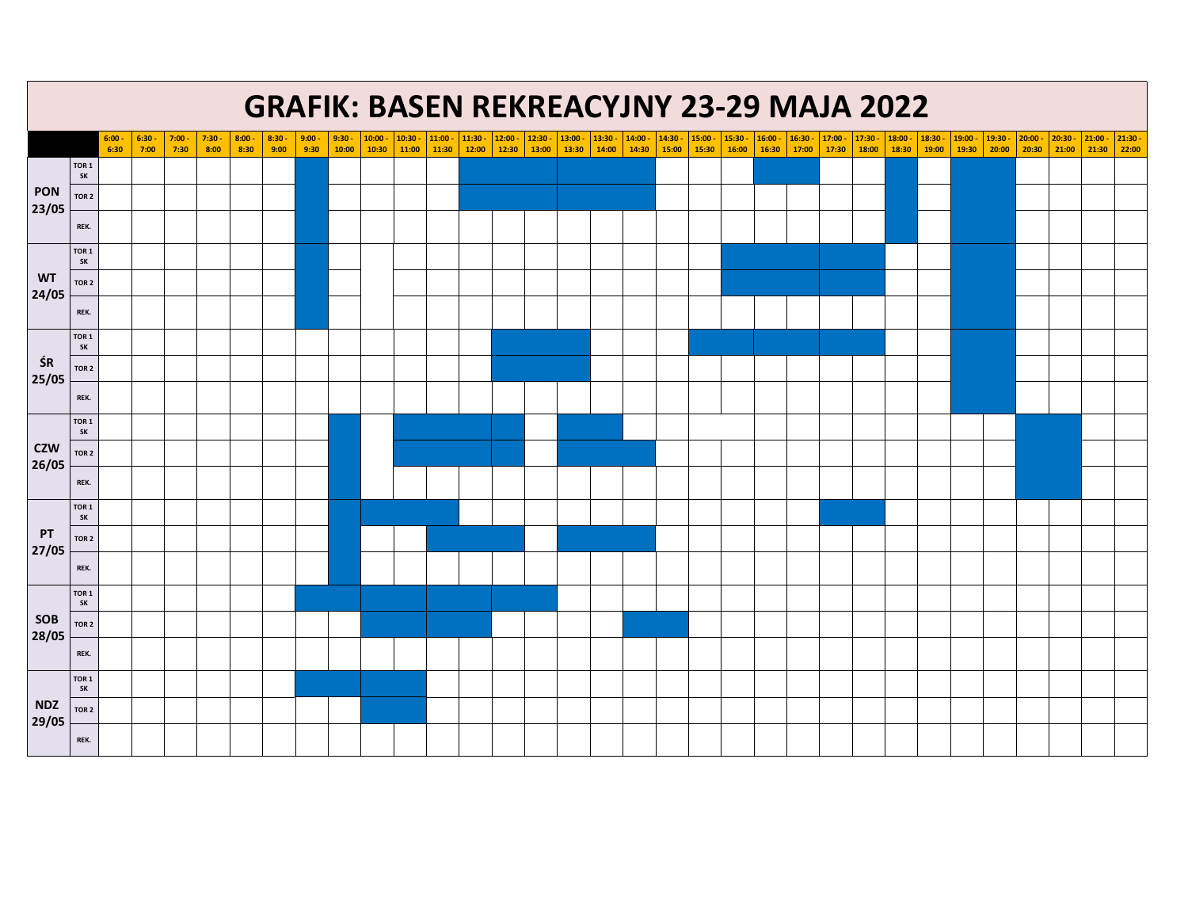# GRAFIK: BASEN REKREACYJNY 23-29 MAJA 2022

| | | 6:00 - 6:30 | 6:30 - 7:00 | 7:00 - 7:30 | 7:30 - 8:00 | 8:00 - 8:30 | 8:30 - 9:00 | 9:00 - 9:30 | 9:30 - 10:00 | 10:00 - 10:30 | 10:30 - 11:00 | 11:00 - 11:30 | 11:30 - 12:00 | 12:00 - 12:30 | 12:30 - 13:00 | 13:00 - 13:30 | 13:30 - 14:00 | 14:00 - 14:30 | 14:30 - 15:00 | 15:00 - 15:30 | 15:30 - 16:00 | 16:00 - 16:30 | 16:30 - 17:00 | 17:00 - 17:30 | 17:30 - 18:00 | 18:00 - 18:30 | 18:30 - 19:00 | 19:00 - 19:30 | 19:30 - 20:00 | 20:00 - 20:30 | 20:30 - 21:00 | 21:00 - 21:30 | 21:30 - 22:00 |
|---|---|---|---|---|---|---|---|---|---|---|---|---|---|---|---|---|---|---|---|---|---|---|---|---|---|---|---|---|---|---|---|---|---|
| PON 23/05 | TOR 1 SK | | | | | | | | | | | | | | | | | | | | | | | | | | | | | | | | |
| | TOR 2 | | | | | | | | | | | | | | | | | | | | | | | | | | | | | | | | |
| | REK. | | | | | | | | | | | | | | | | | | | | | | | | | | | | | | | | |
| WT 24/05 | TOR 1 SK | | | | | | | | | | | | | | | | | | | | | | | | | | | | | | | | |
| | TOR 2 | | | | | | | | | | | | | | | | | | | | | | | | | | | | | | | | |
| | REK. | | | | | | | | | | | | | | | | | | | | | | | | | | | | | | | | |
| ŚR 25/05 | TOR 1 SK | | | | | | | | | | | | | | | | | | | | | | | | | | | | | | | | |
| | TOR 2 | | | | | | | | | | | | | | | | | | | | | | | | | | | | | | | | |
| | REK. | | | | | | | | | | | | | | | | | | | | | | | | | | | | | | | | |
| CZW 26/05 | TOR 1 SK | | | | | | | | | | | | | | | | | | | | | | | | | | | | | | | | |
| | TOR 2 | | | | | | | | | | | | | | | | | | | | | | | | | | | | | | | | |
| | REK. | | | | | | | | | | | | | | | | | | | | | | | | | | | | | | | | |
| PT 27/05 | TOR 1 SK | | | | | | | | | | | | | | | | | | | | | | | | | | | | | | | | |
| | TOR 2 | | | | | | | | | | | | | | | | | | | | | | | | | | | | | | | | |
| | REK. | | | | | | | | | | | | | | | | | | | | | | | | | | | | | | | | |
| SOB 28/05 | TOR 1 SK | | | | | | | | | | | | | | | | | | | | | | | | | | | | | | | | |
| | TOR 2 | | | | | | | | | | | | | | | | | | | | | | | | | | | | | | | | |
| | REK. | | | | | | | | | | | | | | | | | | | | | | | | | | | | | | | | |
| NDZ 29/05 | TOR 1 SK | | | | | | | | | | | | | | | | | | | | | | | | | | | | | | | | |
| | TOR 2 | | | | | | | | | | | | | | | | | | | | | | | | | | | | | | | | |
| | REK. | | | | | | | | | | | | | | | | | | | | | | | | | | | | | | | | |